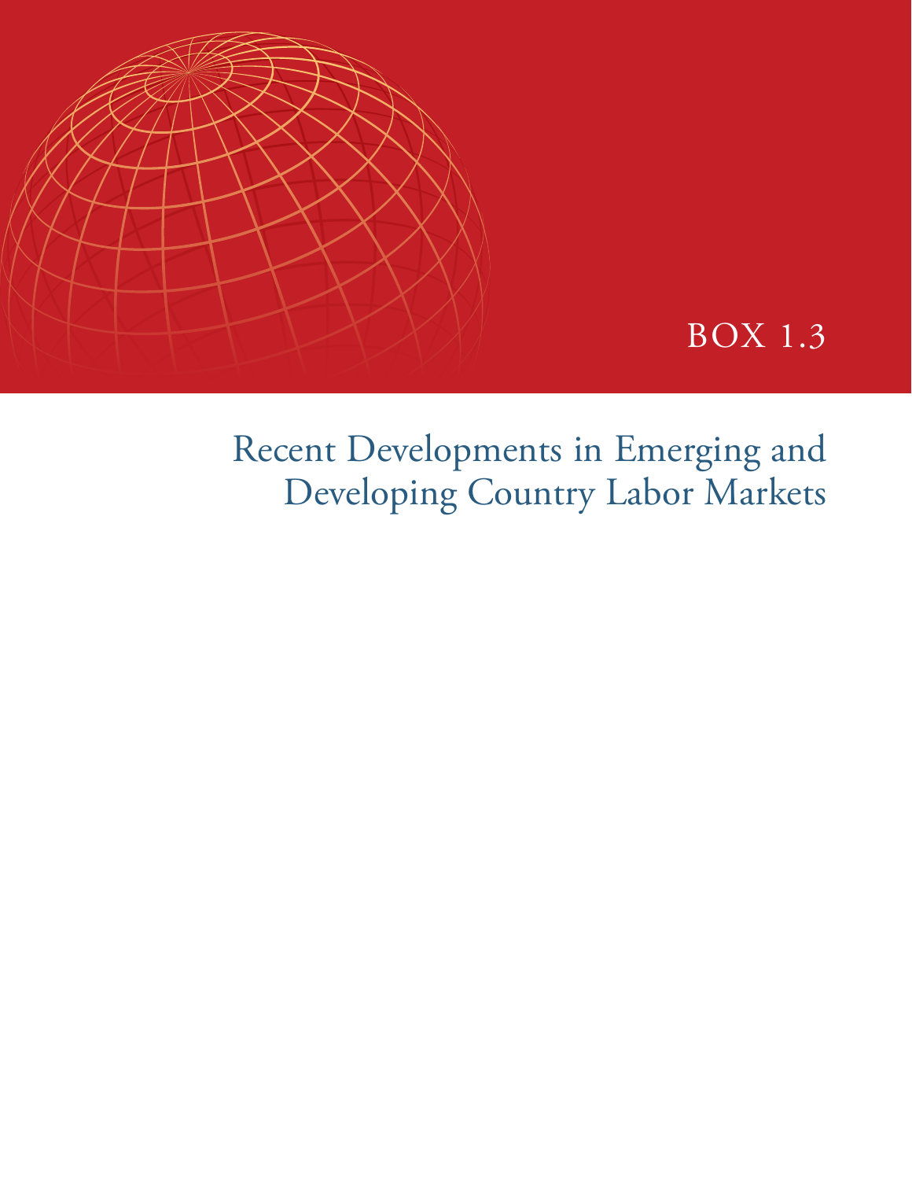BOX 1.3

# Recent Developments in Emerging and Developing Country Labor Markets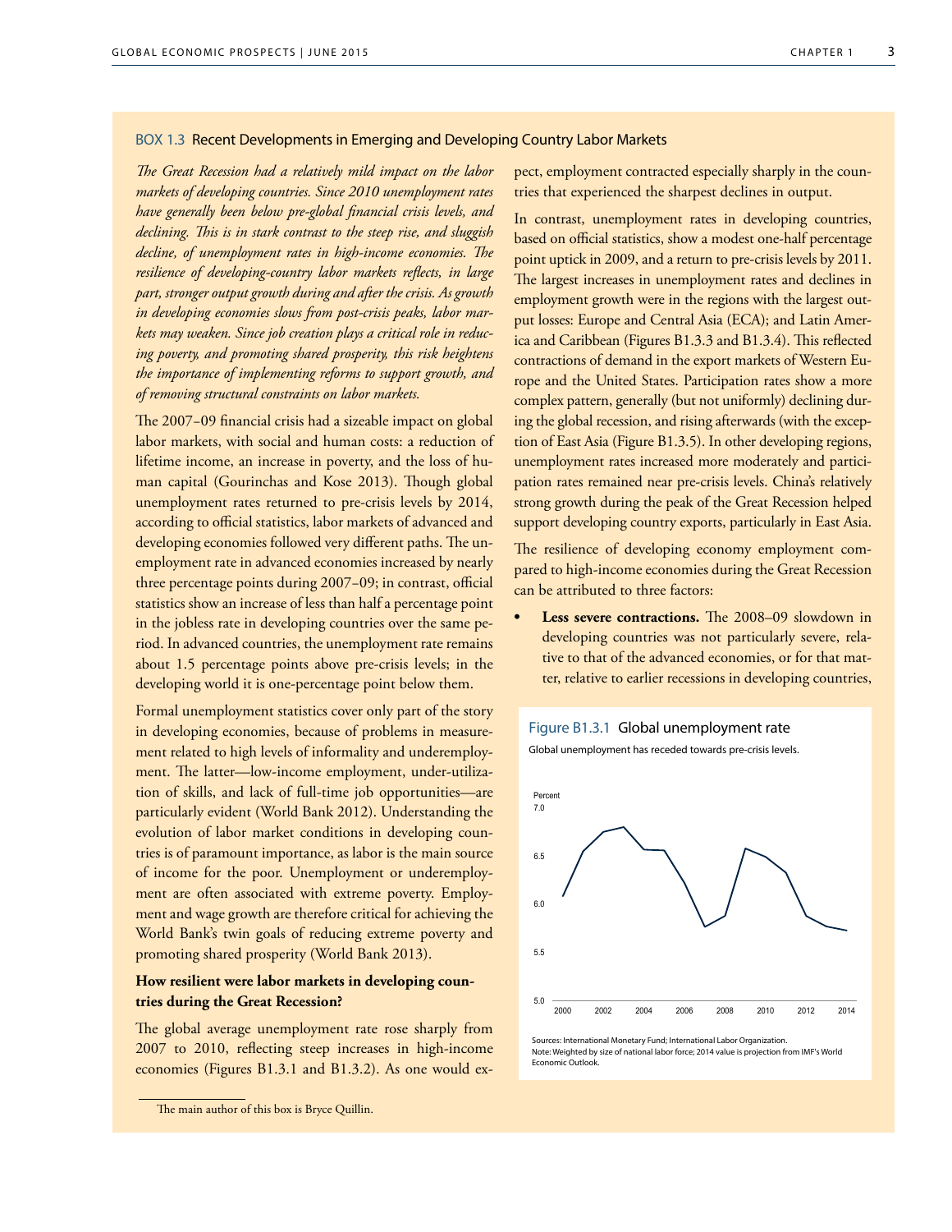### BOX 1.3 Recent Developments in Emerging and Developing Country Labor Markets

*The Great Recession had a relatively mild impact on the labor markets of developing countries. Since 2010 unemployment rates have generally been below pre-global financial crisis levels, and declining. This is in stark contrast to the steep rise, and sluggish decline, of unemployment rates in high-income economies. The resilience of developing-country labor markets reflects, in large part, stronger output growth during and after the crisis. As growth in developing economies slows from post-crisis peaks, labor markets may weaken. Since job creation plays a critical role in reducing poverty, and promoting shared prosperity, this risk heightens the importance of implementing reforms to support growth, and of removing structural constraints on labor markets.*

The 2007–09 financial crisis had a sizeable impact on global labor markets, with social and human costs: a reduction of lifetime income, an increase in poverty, and the loss of human capital (Gourinchas and Kose 2013). Though global unemployment rates returned to pre-crisis levels by 2014, according to official statistics, labor markets of advanced and developing economies followed very different paths. The unemployment rate in advanced economies increased by nearly three percentage points during 2007–09; in contrast, official statistics show an increase of less than half a percentage point in the jobless rate in developing countries over the same period. In advanced countries, the unemployment rate remains about 1.5 percentage points above pre-crisis levels; in the developing world it is one-percentage point below them.

Formal unemployment statistics cover only part of the story in developing economies, because of problems in measurement related to high levels of informality and underemployment. The latter—low-income employment, under-utilization of skills, and lack of full-time job opportunities—are particularly evident (World Bank 2012). Understanding the evolution of labor market conditions in developing countries is of paramount importance, as labor is the main source of income for the poor. Unemployment or underemployment are often associated with extreme poverty. Employment and wage growth are therefore critical for achieving the World Bank's twin goals of reducing extreme poverty and promoting shared prosperity (World Bank 2013).

**How resilient were labor markets in developing countries during the Great Recession?**

The global average unemployment rate rose sharply from 2007 to 2010, reflecting steep increases in high-income economies (Figures B1.3.1 and B1.3.2). As one would expect, employment contracted especially sharply in the countries that experienced the sharpest declines in output.

In contrast, unemployment rates in developing countries, based on official statistics, show a modest one-half percentage point uptick in 2009, and a return to pre-crisis levels by 2011. The largest increases in unemployment rates and declines in employment growth were in the regions with the largest output losses: Europe and Central Asia (ECA); and Latin America and Caribbean (Figures B1.3.3 and B1.3.4). This reflected contractions of demand in the export markets of Western Europe and the United States. Participation rates show a more complex pattern, generally (but not uniformly) declining during the global recession, and rising afterwards (with the exception of East Asia (Figure B1.3.5). In other developing regions, unemployment rates increased more moderately and participation rates remained near pre-crisis levels. China's relatively strong growth during the peak of the Great Recession helped support developing country exports, particularly in East Asia.

The resilience of developing economy employment compared to high-income economies during the Great Recession can be attributed to three factors:

- **Less severe contractions.** The 2008–09 slowdown in developing countries was not particularly severe, relative to that of the advanced economies, or for that matter, relative to earlier recessions in developing countries,

Figure B1.3.1 Global unemployment rate

Global unemployment has receded towards pre-crisis levels.

Sources: International Monetary Fund; International Labor Organization.
Note: Weighted by size of national labor force; 2014 value is projection from IMF's World Economic Outlook.

The main author of this box is Bryce Quillin.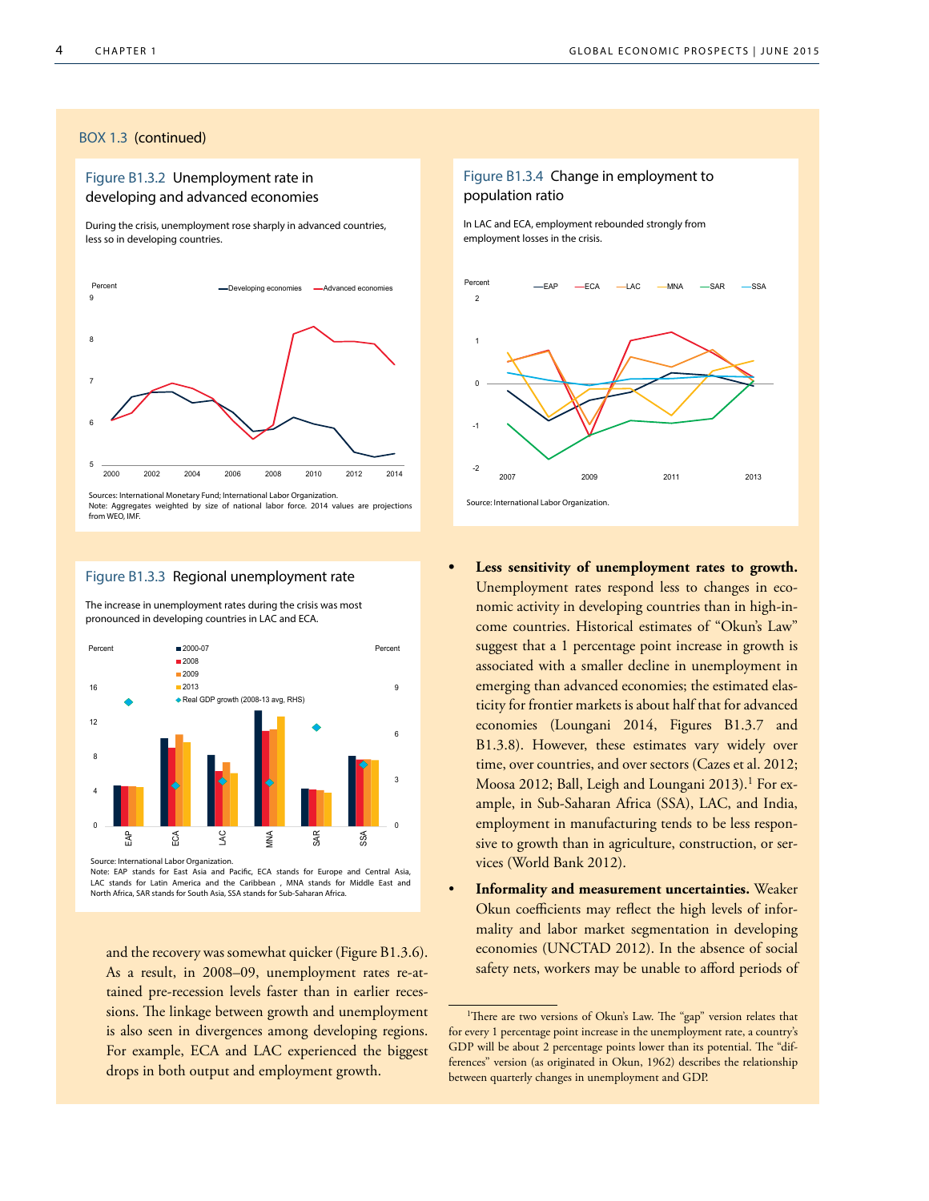BOX 1.3 (continued)

**Figure B1.3.2 Unemployment rate in developing and advanced economies**

During the crisis, unemployment rose sharply in advanced countries, less so in developing countries.

Sources: International Monetary Fund; International Labor Organization.
Note: Aggregates weighted by size of national labor force. 2014 values are projections from WEO, IMF.

**Figure B1.3.3 Regional unemployment rate**

The increase in unemployment rates during the crisis was most pronounced in developing countries in LAC and ECA.

Source: International Labor Organization.
Note: EAP stands for East Asia and Pacific, ECA stands for Europe and Central Asia, LAC stands for Latin America and the Caribbean , MNA stands for Middle East and North Africa, SAR stands for South Asia, SSA stands for Sub-Saharan Africa.

**Figure B1.3.4 Change in employment to population ratio**

In LAC and ECA, employment rebounded strongly from employment losses in the crisis.

Source: International Labor Organization.

and the recovery was somewhat quicker (Figure B1.3.6). As a result, in 2008–09, unemployment rates re-attained pre-recession levels faster than in earlier recessions. The linkage between growth and unemployment is also seen in divergences among developing regions. For example, ECA and LAC experienced the biggest drops in both output and employment growth.

- **Less sensitivity of unemployment rates to growth.** Unemployment rates respond less to changes in economic activity in developing countries than in high-income countries. Historical estimates of "Okun's Law" suggest that a 1 percentage point increase in growth is associated with a smaller decline in unemployment in emerging than advanced economies; the estimated elasticity for frontier markets is about half that for advanced economies (Loungani 2014, Figures B1.3.7 and B1.3.8). However, these estimates vary widely over time, over countries, and over sectors (Cazes et al. 2012; Moosa 2012; Ball, Leigh and Loungani 2013).[1] For example, in Sub-Saharan Africa (SSA), LAC, and India, employment in manufacturing tends to be less responsive to growth than in agriculture, construction, or services (World Bank 2012).
- **Informality and measurement uncertainties.** Weaker Okun coefficients may reflect the high levels of informality and labor market segmentation in developing economies (UNCTAD 2012). In the absence of social safety nets, workers may be unable to afford periods of

[1]There are two versions of Okun's Law. The "gap" version relates that for every 1 percentage point increase in the unemployment rate, a country's GDP will be about 2 percentage points lower than its potential. The "differences" version (as originated in Okun, 1962) describes the relationship between quarterly changes in unemployment and GDP.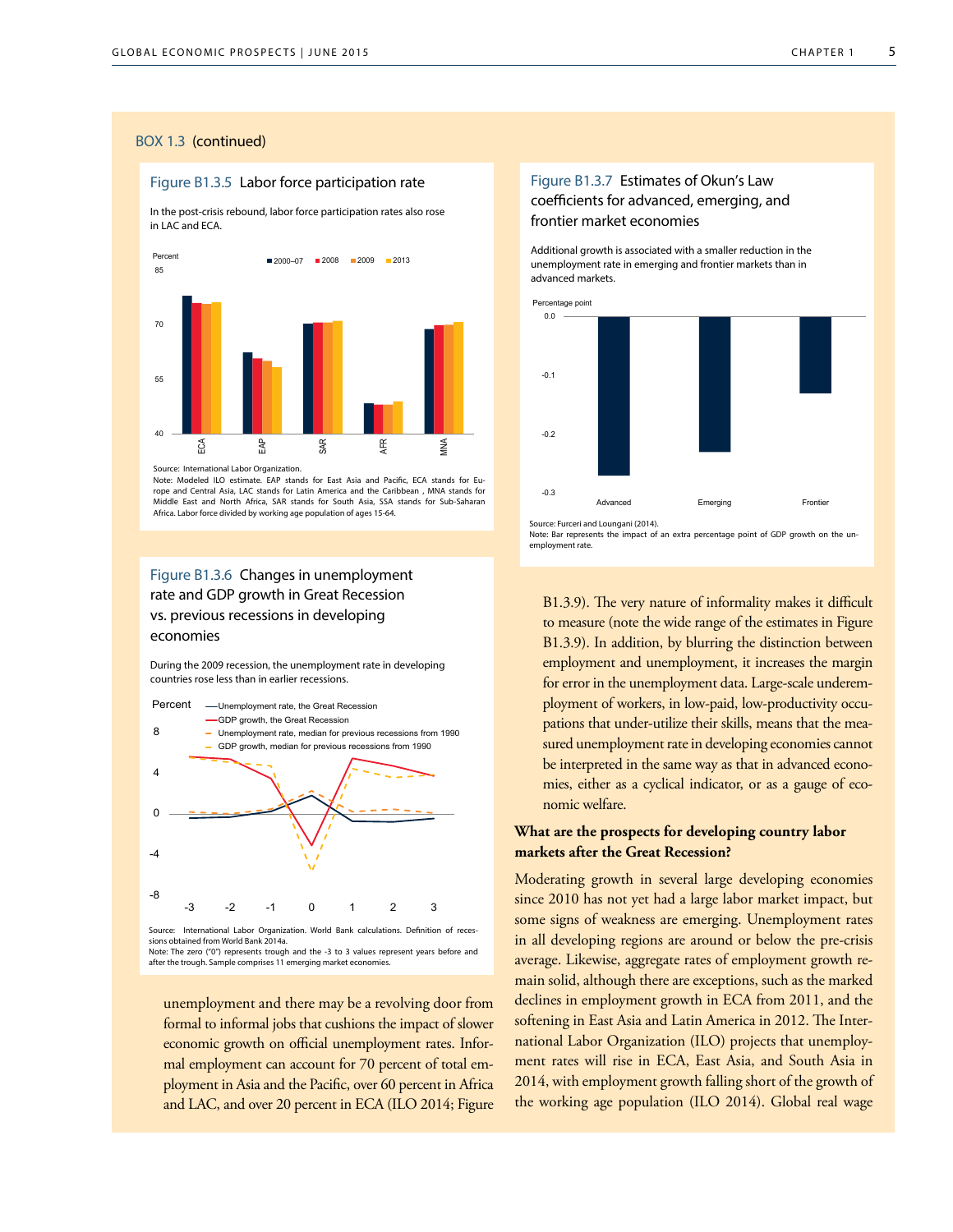BOX 1.3 (continued)

### Figure B1.3.5 Labor force participation rate

In the post-crisis rebound, labor force participation rates also rose in LAC and ECA.

Source: International Labor Organization.
Note: Modeled ILO estimate. EAP stands for East Asia and Pacific, ECA stands for Europe and Central Asia, LAC stands for Latin America and the Caribbean, MNA stands for Middle East and North Africa, SAR stands for South Asia, SSA stands for Sub-Saharan Africa. Labor force divided by working age population of ages 15-64.

### Figure B1.3.6 Changes in unemployment rate and GDP growth in Great Recession vs. previous recessions in developing economies

During the 2009 recession, the unemployment rate in developing countries rose less than in earlier recessions.

Source: International Labor Organization. World Bank calculations. Definition of recessions obtained from World Bank 2014a.
Note: The zero ("0") represents trough and the -3 to 3 values represent years before and after the trough. Sample comprises 11 emerging market economies.

### Figure B1.3.7 Estimates of Okun's Law coefficients for advanced, emerging, and frontier market economies

Additional growth is associated with a smaller reduction in the unemployment rate in emerging and frontier markets than in advanced markets.

Source: Furceri and Loungani (2014).
Note: Bar represents the impact of an extra percentage point of GDP growth on the unemployment rate.

unemployment and there may be a revolving door from formal to informal jobs that cushions the impact of slower economic growth on official unemployment rates. Informal employment can account for 70 percent of total employment in Asia and the Pacific, over 60 percent in Africa and LAC, and over 20 percent in ECA (ILO 2014; Figure B1.3.9). The very nature of informality makes it difficult to measure (note the wide range of the estimates in Figure B1.3.9). In addition, by blurring the distinction between employment and unemployment, it increases the margin for error in the unemployment data. Large-scale underemployment of workers, in low-paid, low-productivity occupations that under-utilize their skills, means that the measured unemployment rate in developing economies cannot be interpreted in the same way as that in advanced economies, either as a cyclical indicator, or as a gauge of economic welfare.

**What are the prospects for developing country labor markets after the Great Recession?**

Moderating growth in several large developing economies since 2010 has not yet had a large labor market impact, but some signs of weakness are emerging. Unemployment rates in all developing regions are around or below the pre-crisis average. Likewise, aggregate rates of employment growth remain solid, although there are exceptions, such as the marked declines in employment growth in ECA from 2011, and the softening in East Asia and Latin America in 2012. The International Labor Organization (ILO) projects that unemployment rates will rise in ECA, East Asia, and South Asia in 2014, with employment growth falling short of the growth of the working age population (ILO 2014). Global real wage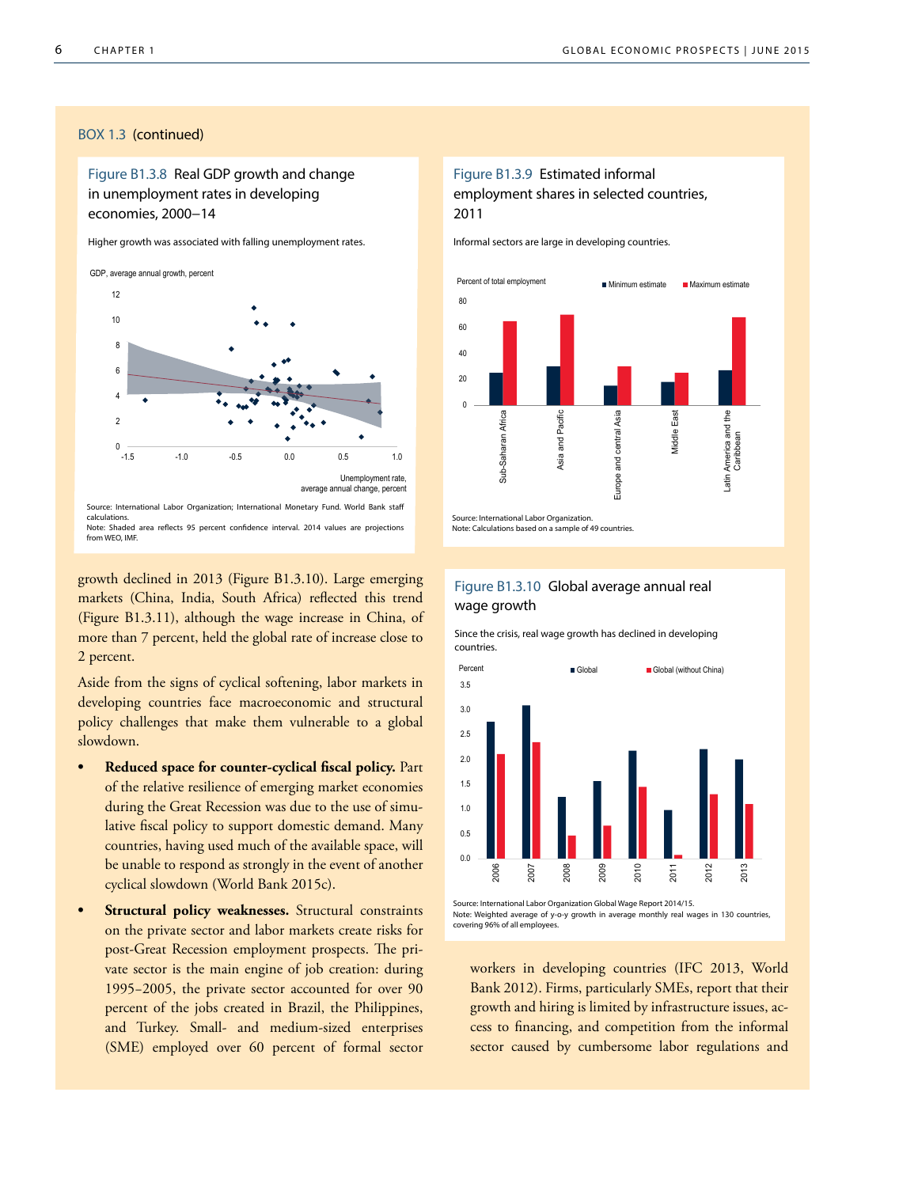BOX 1.3 (continued)

**Figure B1.3.8 Real GDP growth and change in unemployment rates in developing economies, 2000–14**

Higher growth was associated with falling unemployment rates.

Source: International Labor Organization; International Monetary Fund. World Bank staff calculations.
Note: Shaded area reflects 95 percent confidence interval. 2014 values are projections from WEO, IMF.

**Figure B1.3.9 Estimated informal employment shares in selected countries, 2011**

Informal sectors are large in developing countries.

Source: International Labor Organization.
Note: Calculations based on a sample of 49 countries.

growth declined in 2013 (Figure B1.3.10). Large emerging markets (China, India, South Africa) reflected this trend (Figure B1.3.11), although the wage increase in China, of more than 7 percent, held the global rate of increase close to 2 percent.

Aside from the signs of cyclical softening, labor markets in developing countries face macroeconomic and structural policy challenges that make them vulnerable to a global slowdown.

- **Reduced space for counter-cyclical fiscal policy.** Part of the relative resilience of emerging market economies during the Great Recession was due to the use of simulative fiscal policy to support domestic demand. Many countries, having used much of the available space, will be unable to respond as strongly in the event of another cyclical slowdown (World Bank 2015c).
- **Structural policy weaknesses.** Structural constraints on the private sector and labor markets create risks for post-Great Recession employment prospects. The private sector is the main engine of job creation: during 1995–2005, the private sector accounted for over 90 percent of the jobs created in Brazil, the Philippines, and Turkey. Small- and medium-sized enterprises (SME) employed over 60 percent of formal sector workers in developing countries (IFC 2013, World Bank 2012). Firms, particularly SMEs, report that their growth and hiring is limited by infrastructure issues, access to financing, and competition from the informal sector caused by cumbersome labor regulations and

**Figure B1.3.10 Global average annual real wage growth**

Since the crisis, real wage growth has declined in developing countries.

Source: International Labor Organization Global Wage Report 2014/15.
Note: Weighted average of y-o-y growth in average monthly real wages in 130 countries, covering 96% of all employees.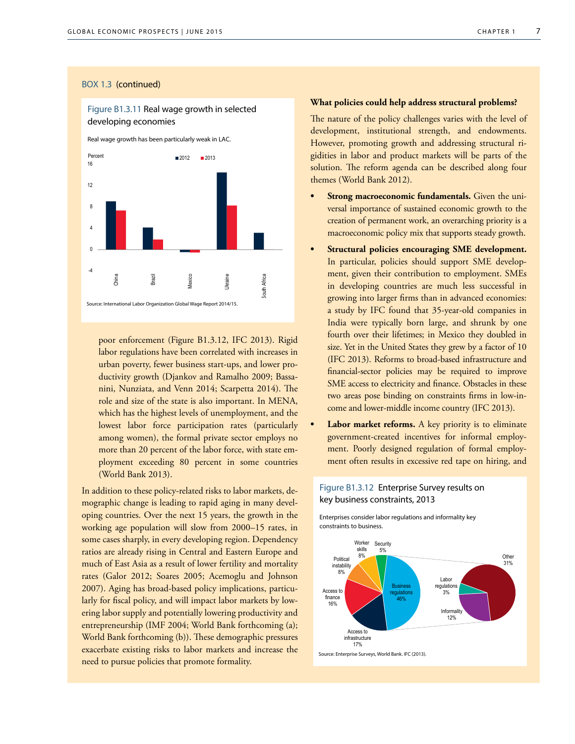BOX 1.3 (continued)

Figure B1.3.11 Real wage growth in selected developing economies

Real wage growth has been particularly weak in LAC.

Source: International Labor Organization Global Wage Report 2014/15.

poor enforcement (Figure B1.3.12, IFC 2013). Rigid labor regulations have been correlated with increases in urban poverty, fewer business start-ups, and lower productivity growth (Djankov and Ramalho 2009; Bassanini, Nunziata, and Venn 2014; Scarpetta 2014). The role and size of the state is also important. In MENA, which has the highest levels of unemployment, and the lowest labor force participation rates (particularly among women), the formal private sector employs no more than 20 percent of the labor force, with state employment exceeding 80 percent in some countries (World Bank 2013).

In addition to these policy-related risks to labor markets, demographic change is leading to rapid aging in many developing countries. Over the next 15 years, the growth in the working age population will slow from 2000–15 rates, in some cases sharply, in every developing region. Dependency ratios are already rising in Central and Eastern Europe and much of East Asia as a result of lower fertility and mortality rates (Galor 2012; Soares 2005; Acemoglu and Johnson 2007). Aging has broad-based policy implications, particularly for fiscal policy, and will impact labor markets by lowering labor supply and potentially lowering productivity and entrepreneurship (IMF 2004; World Bank forthcoming (a); World Bank forthcoming (b)). These demographic pressures exacerbate existing risks to labor markets and increase the need to pursue policies that promote formality.

**What policies could help address structural problems?**

The nature of the policy challenges varies with the level of development, institutional strength, and endowments. However, promoting growth and addressing structural rigidities in labor and product markets will be parts of the solution. The reform agenda can be described along four themes (World Bank 2012).

- **Strong macroeconomic fundamentals.** Given the universal importance of sustained economic growth to the creation of permanent work, an overarching priority is a macroeconomic policy mix that supports steady growth.
- **Structural policies encouraging SME development.** In particular, policies should support SME development, given their contribution to employment. SMEs in developing countries are much less successful in growing into larger firms than in advanced economies: a study by IFC found that 35-year-old companies in India were typically born large, and shrunk by one fourth over their lifetimes; in Mexico they doubled in size. Yet in the United States they grew by a factor of 10 (IFC 2013). Reforms to broad-based infrastructure and financial-sector policies may be required to improve SME access to electricity and finance. Obstacles in these two areas pose binding on constraints firms in low-income and lower-middle income country (IFC 2013).
- **Labor market reforms.** A key priority is to eliminate government-created incentives for informal employment. Poorly designed regulation of formal employment often results in excessive red tape on hiring, and

Figure B1.3.12 Enterprise Survey results on key business constraints, 2013

Enterprises consider labor regulations and informality key constraints to business.

Source: Enterprise Surveys, World Bank. IFC (2013).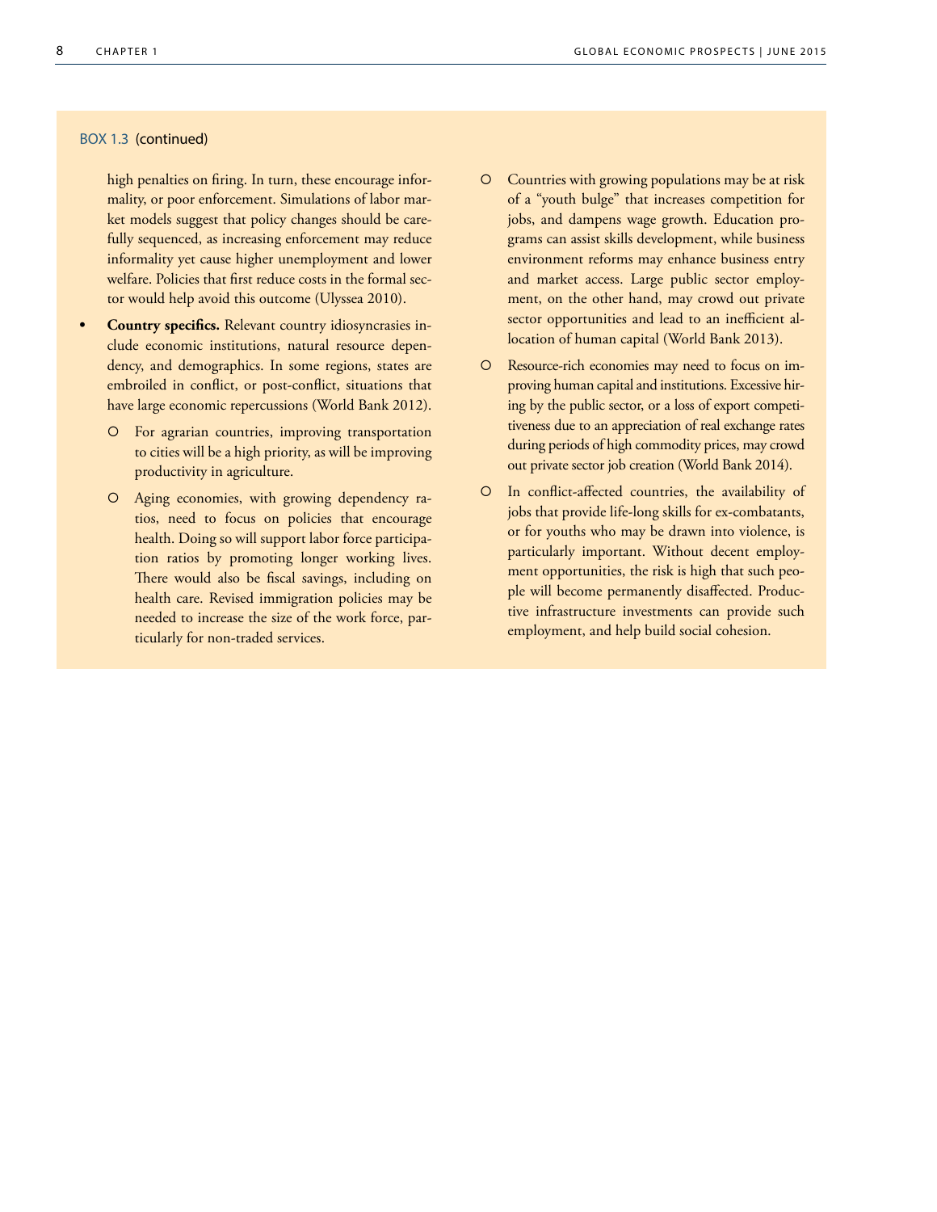BOX 1.3 (continued)

high penalties on firing. In turn, these encourage informality, or poor enforcement. Simulations of labor market models suggest that policy changes should be carefully sequenced, as increasing enforcement may reduce informality yet cause higher unemployment and lower welfare. Policies that first reduce costs in the formal sector would help avoid this outcome (Ulyssea 2010).

- **Country specifics.** Relevant country idiosyncrasies include economic institutions, natural resource dependency, and demographics. In some regions, states are embroiled in conflict, or post-conflict, situations that have large economic repercussions (World Bank 2012).
  - For agrarian countries, improving transportation to cities will be a high priority, as will be improving productivity in agriculture.
  - Aging economies, with growing dependency ratios, need to focus on policies that encourage health. Doing so will support labor force participation ratios by promoting longer working lives. There would also be fiscal savings, including on health care. Revised immigration policies may be needed to increase the size of the work force, particularly for non-traded services.
  - Countries with growing populations may be at risk of a "youth bulge" that increases competition for jobs, and dampens wage growth. Education programs can assist skills development, while business environment reforms may enhance business entry and market access. Large public sector employment, on the other hand, may crowd out private sector opportunities and lead to an inefficient allocation of human capital (World Bank 2013).
  - Resource-rich economies may need to focus on improving human capital and institutions. Excessive hiring by the public sector, or a loss of export competitiveness due to an appreciation of real exchange rates during periods of high commodity prices, may crowd out private sector job creation (World Bank 2014).
  - In conflict-affected countries, the availability of jobs that provide life-long skills for ex-combatants, or for youths who may be drawn into violence, is particularly important. Without decent employment opportunities, the risk is high that such people will become permanently disaffected. Productive infrastructure investments can provide such employment, and help build social cohesion.